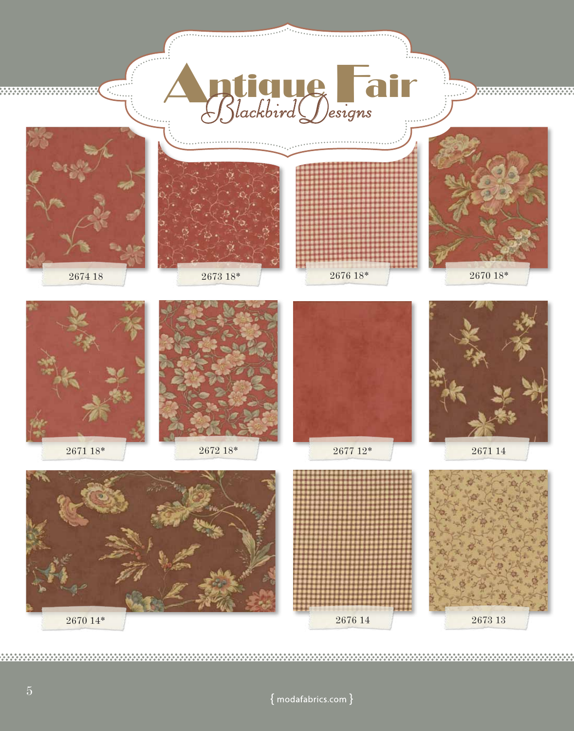# Antique Fair

*Blackbird Designs*

2674 18

2673 18*

2676 18*

2670 18*

2671 18*

2672 18*

2677 12*

2671 14

2670 14*

2676 14

2673 13

{ modafabrics.com }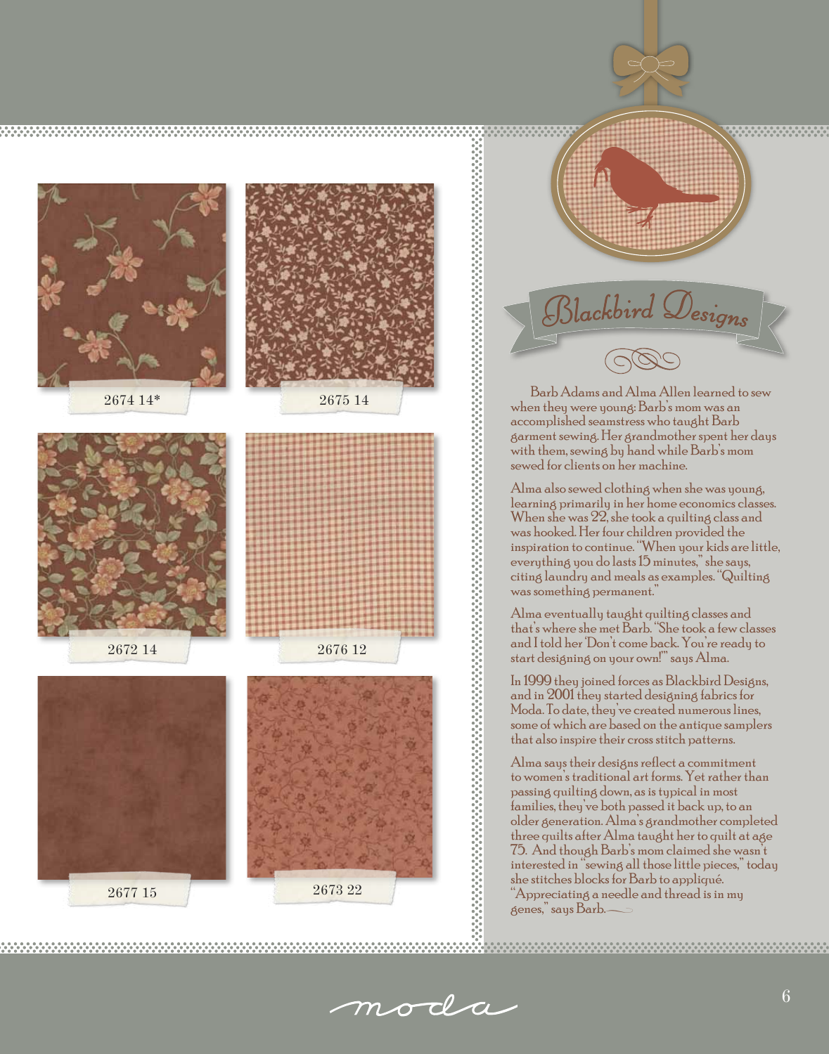2674 14*

2675 14

2672 14

2676 12

2677 15

2673 22

# Blackbird Designs

Barb Adams and Alma Allen learned to sew when they were young; Barb's mom was an accomplished seamstress who taught Barb garment sewing. Her grandmother spent her days with them, sewing by hand while Barb's mom sewed for clients on her machine.

Alma also sewed clothing when she was young, learning primarily in her home economics classes. When she was 22, she took a quilting class and was hooked. Her four children provided the inspiration to continue. "When your kids are little, everything you do lasts 15 minutes," she says, citing laundry and meals as examples. "Quilting was something permanent."

Alma eventually taught quilting classes and that's where she met Barb. "She took a few classes and I told her 'Don't come back. You're ready to start designing on your own!'" says Alma.

In 1999 they joined forces as Blackbird Designs, and in 2001 they started designing fabrics for Moda. To date, they've created numerous lines, some of which are based on the antique samplers that also inspire their cross stitch patterns.

Alma says their designs reflect a commitment to women's traditional art forms. Yet rather than passing quilting down, as is typical in most families, they've both passed it back up, to an older generation. Alma's grandmother completed three quilts after Alma taught her to quilt at age 75. And though Barb's mom claimed she wasn't interested in "sewing all those little pieces," today she stitches blocks for Barb to appliqué. "Appreciating a needle and thread is in my genes," says Barb.

moda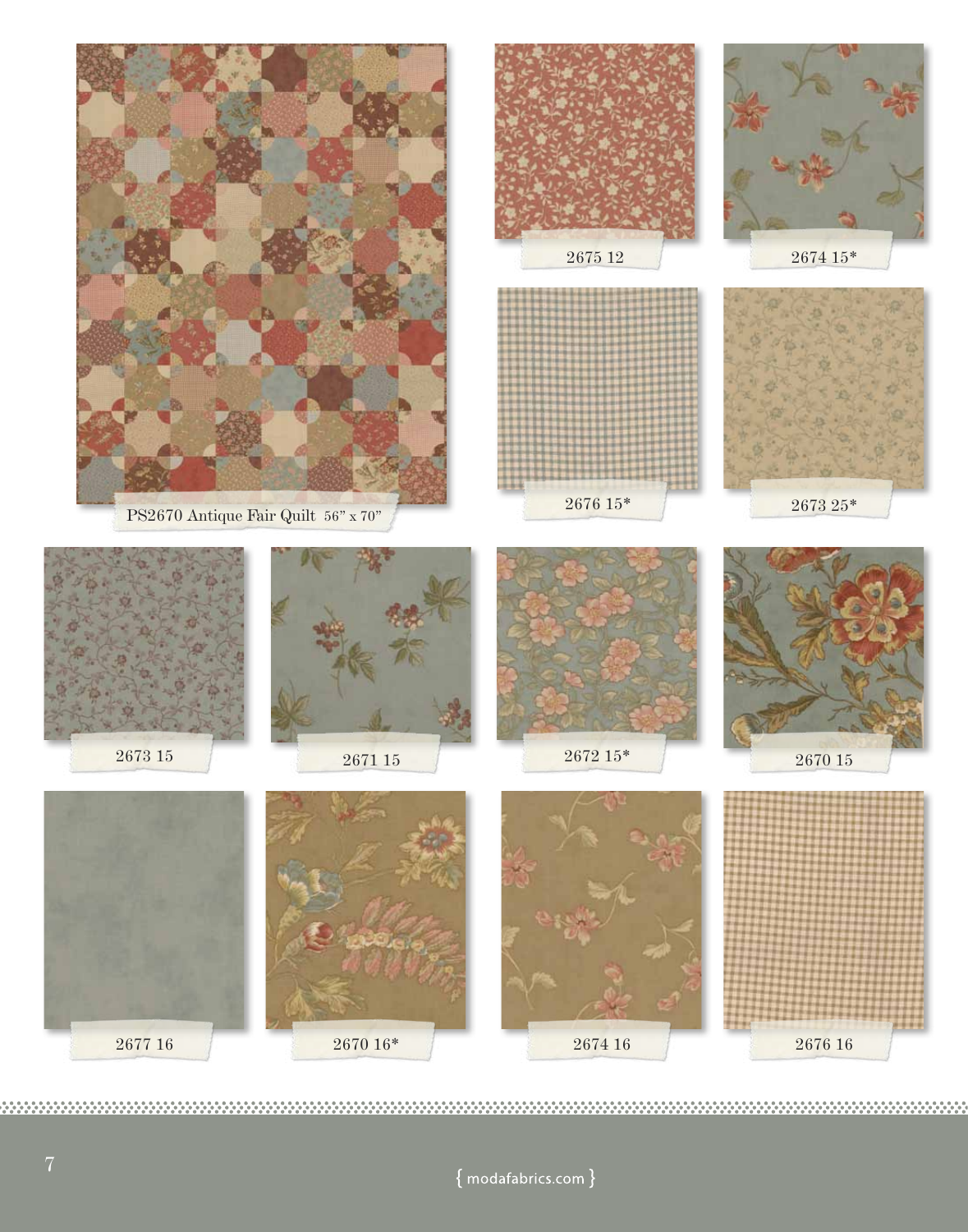PS2670 Antique Fair Quilt 56" x 70"

2675 12

2674 15*

2676 15*

2673 25*

2673 15

2671 15

2672 15*

2670 15

2677 16

2670 16*

2674 16

2676 16

{ modafabrics.com }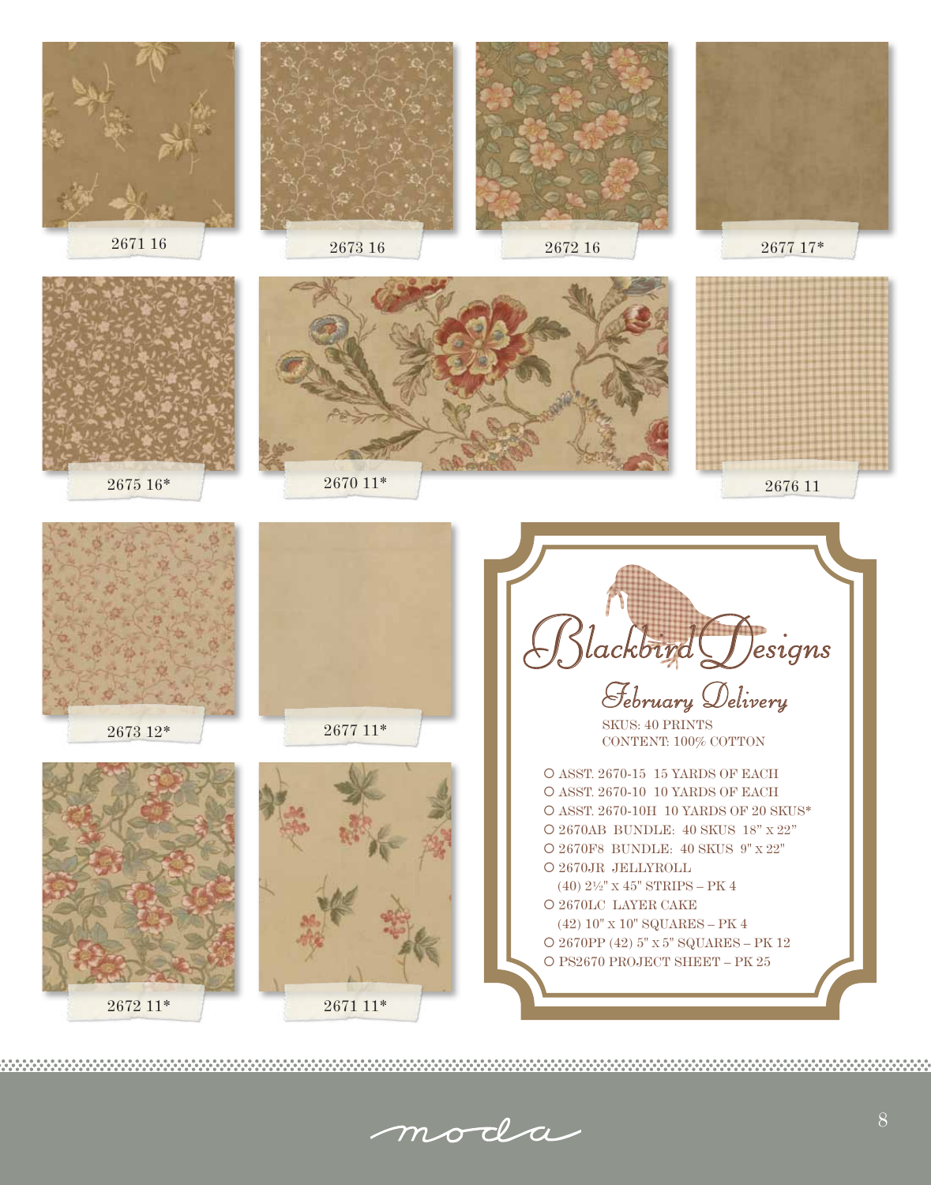2671 16

2673 16

2672 16

2677 17*

2675 16*

2670 11*

2676 11

2673 12*

2677 11*

2672 11*

2671 11*

# Blackbird Designs

## February Delivery

SKUS: 40 PRINTS
CONTENT: 100% COTTON

- ASST. 2670-15 15 YARDS OF EACH
- ASST. 2670-10 10 YARDS OF EACH
- ASST. 2670-10H 10 YARDS OF 20 SKUS*
- 2670AB BUNDLE: 40 SKUS 18" x 22"
- 2670F8 BUNDLE: 40 SKUS 9" x 22"
- 2670JR JELLYROLL (40) 2½" x 45" STRIPS – PK 4
- 2670LC LAYER CAKE (42) 10" x 10" SQUARES – PK 4
- 2670PP (42) 5" x 5" SQUARES – PK 12
- PS2670 PROJECT SHEET – PK 25

moda